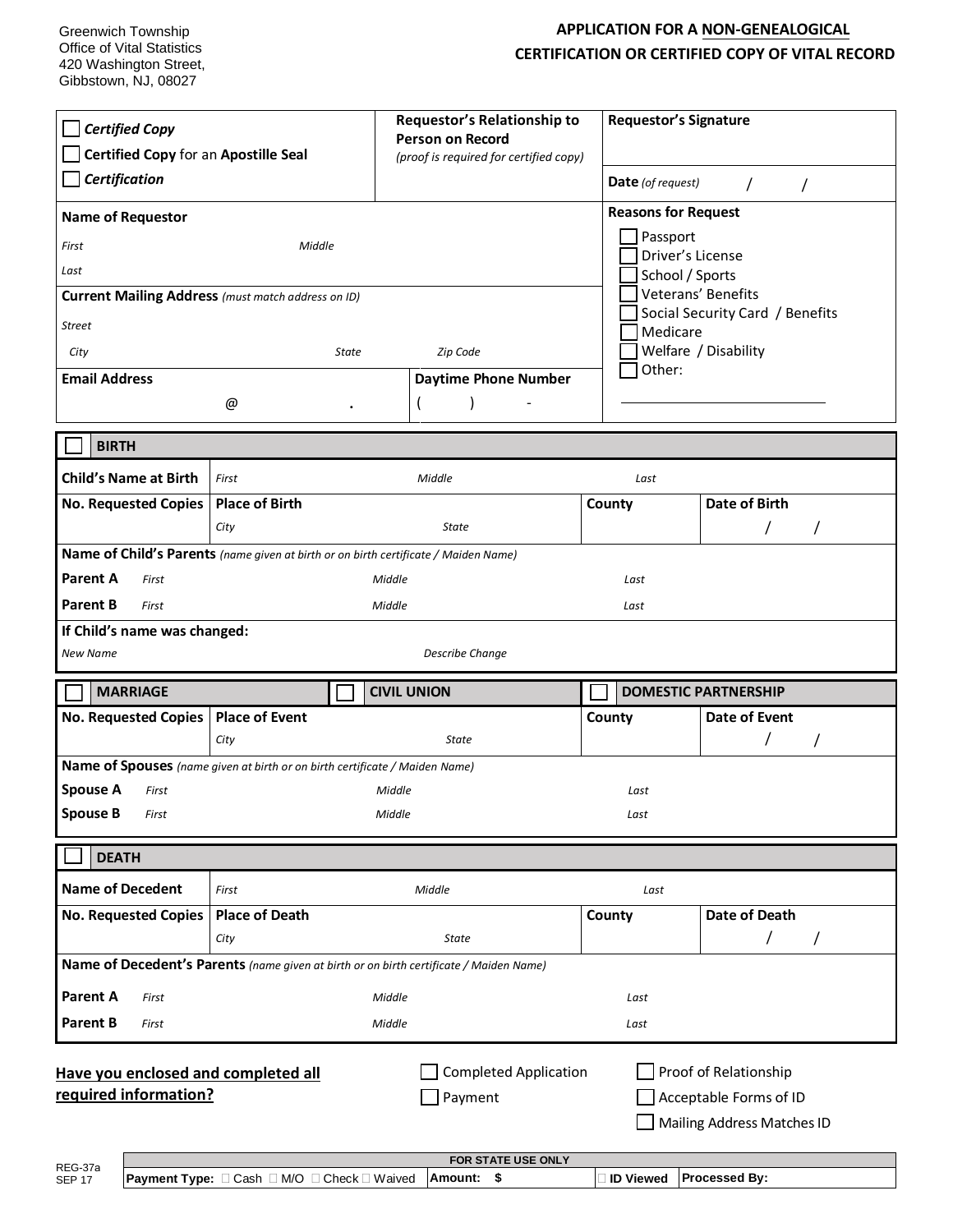Greenwich Township
Office of Vital Statistics
420 Washington Street,
Gibbstown, NJ, 08027

# APPLICATION FOR A NON-GENEALOGICAL CERTIFICATION OR CERTIFIED COPY OF VITAL RECORD

| ☐ ***Certified Copy***<br>☐ **Certified Copy** for an **Apostille Seal**<br>☐ ***Certification*** | **Requestor's Relationship to Person on Record**<br>*(proof is required for certified copy)* | **Requestor's Signature**<br><br>**Date** *(of request)* / / |
|---|---|---|
| **Name of Requestor**<br>*First* *Middle*<br>*Last*<br>**Current Mailing Address** *(must match address on ID)*<br>*Street*<br>*City* *State* *Zip Code* | | **Reasons for Request**<br>☐ Passport<br>☐ Driver's License<br>☐ School / Sports<br>☐ Veterans' Benefits<br>☐ Social Security Card / Benefits<br>☐ Medicare<br>☐ Welfare / Disability<br>☐ Other: ____________ |
| **Email Address**<br>@ . | **Daytime Phone Number**<br>( ) - | |

## ☐ BIRTH

| **Child's Name at Birth** | *First* *Middle* *Last* | | |
|---|---|---|---|
| **No. Requested Copies** | **Place of Birth**<br>*City* *State* | **County** | **Date of Birth**<br>/ / |
| **Name of Child's Parents** *(name given at birth or on birth certificate / Maiden Name)* | | | |
| **Parent A** | *First* *Middle* *Last* | | |
| **Parent B** | *First* *Middle* *Last* | | |
| **If Child's name was changed:** | | | |
| *New Name* | *Describe Change* | | |

## ☐ MARRIAGE ☐ CIVIL UNION ☐ DOMESTIC PARTNERSHIP

| **No. Requested Copies** | **Place of Event**<br>*City* *State* | **County** | **Date of Event**<br>/ / |
|---|---|---|---|
| **Name of Spouses** *(name given at birth or on birth certificate / Maiden Name)* | | | |
| **Spouse A** | *First* *Middle* *Last* | | |
| **Spouse B** | *First* *Middle* *Last* | | |

## ☐ DEATH

| **Name of Decedent** | *First* *Middle* *Last* | | |
|---|---|---|---|
| **No. Requested Copies** | **Place of Death**<br>*City* *State* | **County** | **Date of Death**<br>/ / |
| **Name of Decedent's Parents** *(name given at birth or on birth certificate / Maiden Name)* | | | |
| **Parent A** | *First* *Middle* *Last* | | |
| **Parent B** | *First* *Middle* *Last* | | |

**Have you enclosed and completed all required information?**

☐ Completed Application
☐ Payment
☐ Proof of Relationship
☐ Acceptable Forms of ID
☐ Mailing Address Matches ID

REG-37a
SEP 17

| FOR STATE USE ONLY | | | |
|---|---|---|---|
| **Payment Type:** ☐ Cash ☐ M/O ☐ Check ☐ Waived | **Amount: $** | ☐ **ID Viewed** | **Processed By:** |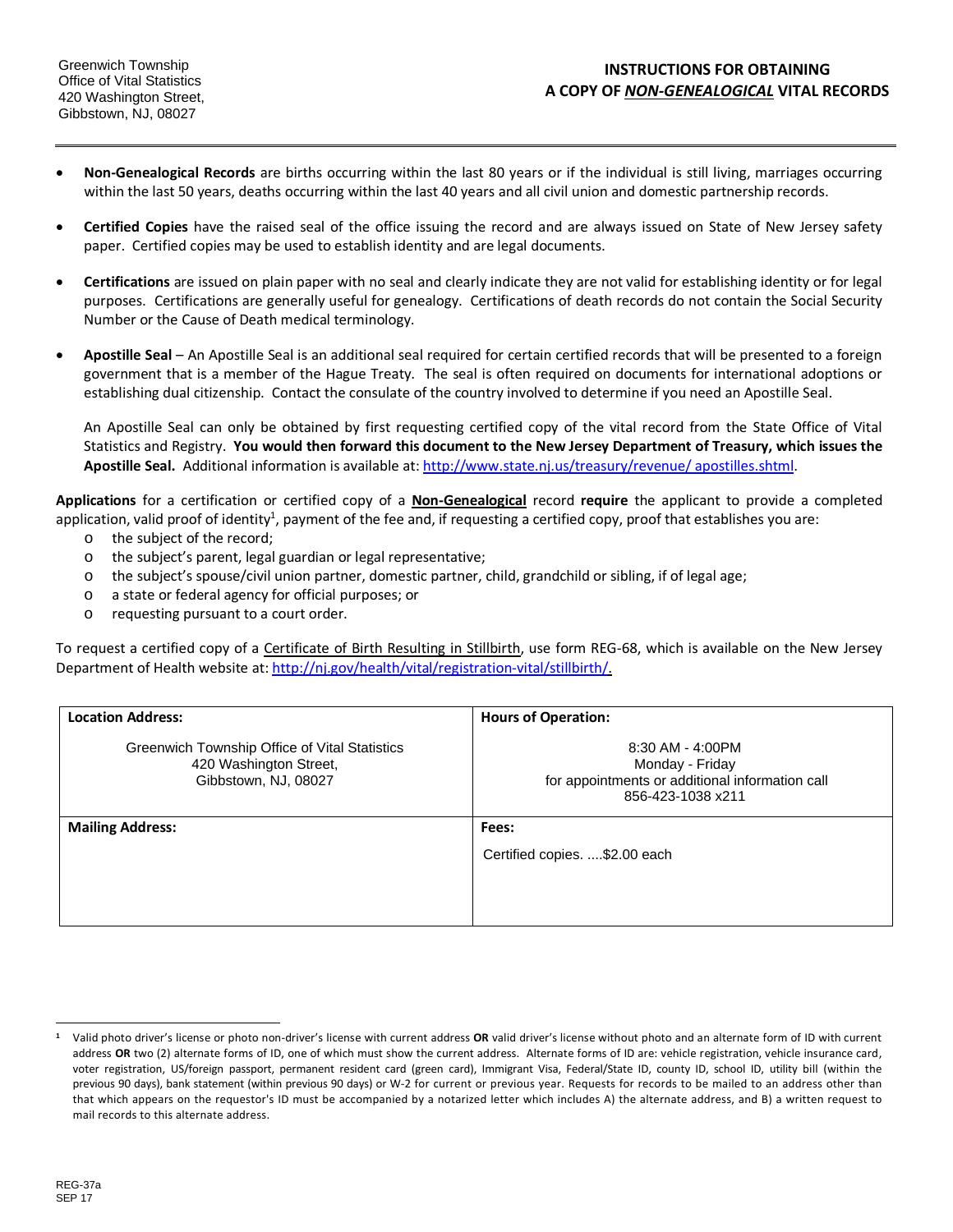Greenwich Township
Office of Vital Statistics
420 Washington Street,
Gibbstown, NJ, 08027

# INSTRUCTIONS FOR OBTAINING A COPY OF *NON-GENEALOGICAL* VITAL RECORDS

- **Non-Genealogical Records** are births occurring within the last 80 years or if the individual is still living, marriages occurring within the last 50 years, deaths occurring within the last 40 years and all civil union and domestic partnership records.

- **Certified Copies** have the raised seal of the office issuing the record and are always issued on State of New Jersey safety paper. Certified copies may be used to establish identity and are legal documents.

- **Certifications** are issued on plain paper with no seal and clearly indicate they are not valid for establishing identity or for legal purposes. Certifications are generally useful for genealogy. Certifications of death records do not contain the Social Security Number or the Cause of Death medical terminology.

- **Apostille Seal** – An Apostille Seal is an additional seal required for certain certified records that will be presented to a foreign government that is a member of the Hague Treaty. The seal is often required on documents for international adoptions or establishing dual citizenship. Contact the consulate of the country involved to determine if you need an Apostille Seal.

  An Apostille Seal can only be obtained by first requesting certified copy of the vital record from the State Office of Vital Statistics and Registry. **You would then forward this document to the New Jersey Department of Treasury, which issues the Apostille Seal.** Additional information is available at: http://www.state.nj.us/treasury/revenue/ apostilles.shtml.

**Applications** for a certification or certified copy of a **Non-Genealogical** record **require** the applicant to provide a completed application, valid proof of identity[1], payment of the fee and, if requesting a certified copy, proof that establishes you are:

- the subject of the record;
- the subject's parent, legal guardian or legal representative;
- the subject's spouse/civil union partner, domestic partner, child, grandchild or sibling, if of legal age;
- a state or federal agency for official purposes; or
- requesting pursuant to a court order.

To request a certified copy of a Certificate of Birth Resulting in Stillbirth, use form REG-68, which is available on the New Jersey Department of Health website at: http://nj.gov/health/vital/registration-vital/stillbirth/.

| | |
|---|---|
| **Location Address:**<br><br>Greenwich Township Office of Vital Statistics<br>420 Washington Street,<br>Gibbstown, NJ, 08027 | **Hours of Operation:**<br><br>8:30 AM - 4:00PM<br>Monday - Friday<br>for appointments or additional information call<br>856-423-1038 x211 |
| **Mailing Address:** | **Fees:**<br><br>Certified copies. ....$2.00 each |

[1] Valid photo driver's license or photo non-driver's license with current address **OR** valid driver's license without photo and an alternate form of ID with current address **OR** two (2) alternate forms of ID, one of which must show the current address. Alternate forms of ID are: vehicle registration, vehicle insurance card, voter registration, US/foreign passport, permanent resident card (green card), Immigrant Visa, Federal/State ID, county ID, school ID, utility bill (within the previous 90 days), bank statement (within previous 90 days) or W-2 for current or previous year. Requests for records to be mailed to an address other than that which appears on the requestor's ID must be accompanied by a notarized letter which includes A) the alternate address, and B) a written request to mail records to this alternate address.

REG-37a
SEP 17